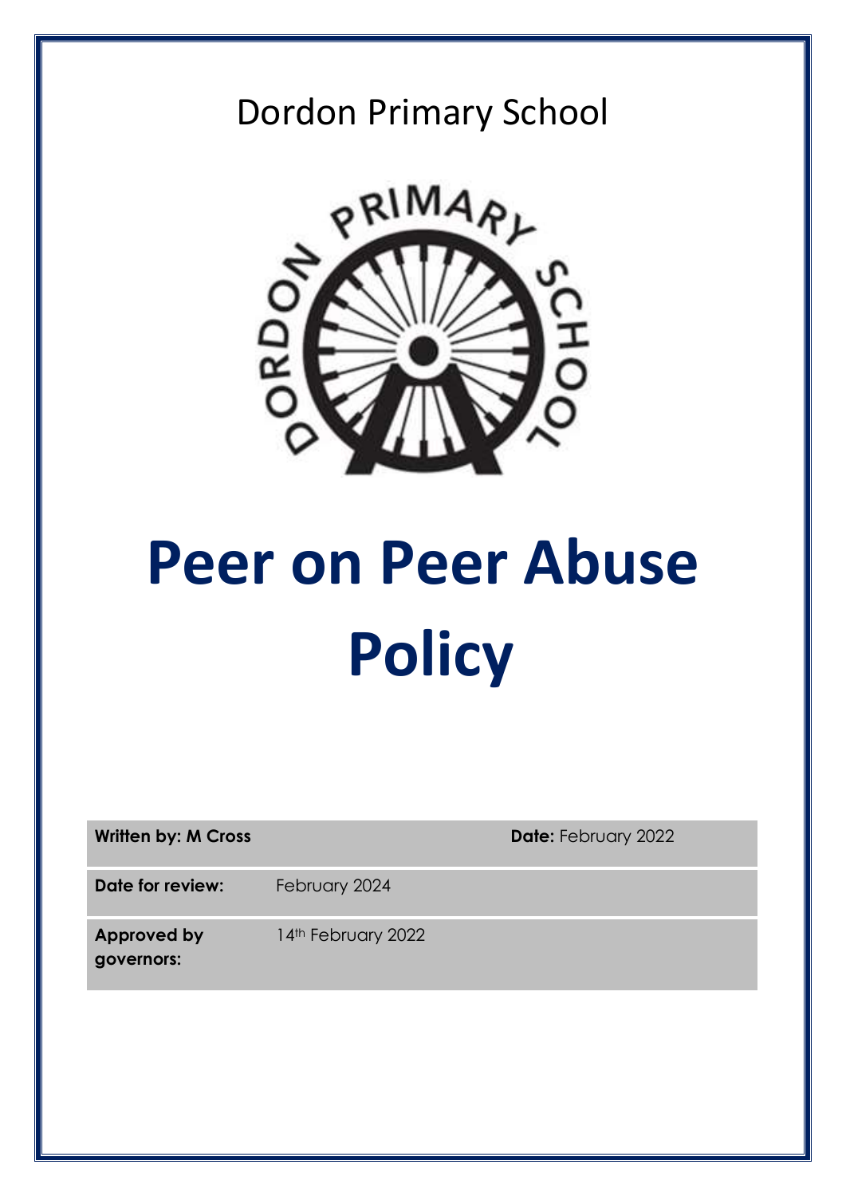Dordon Primary School

# Peer on Peer Abuse Policy

| **Written by: M Cross** | | **Date:** February 2022 |
| --- | --- | --- |
| **Date for review:** | February 2024 | |
| **Approved by governors:** | 14th February 2022 | |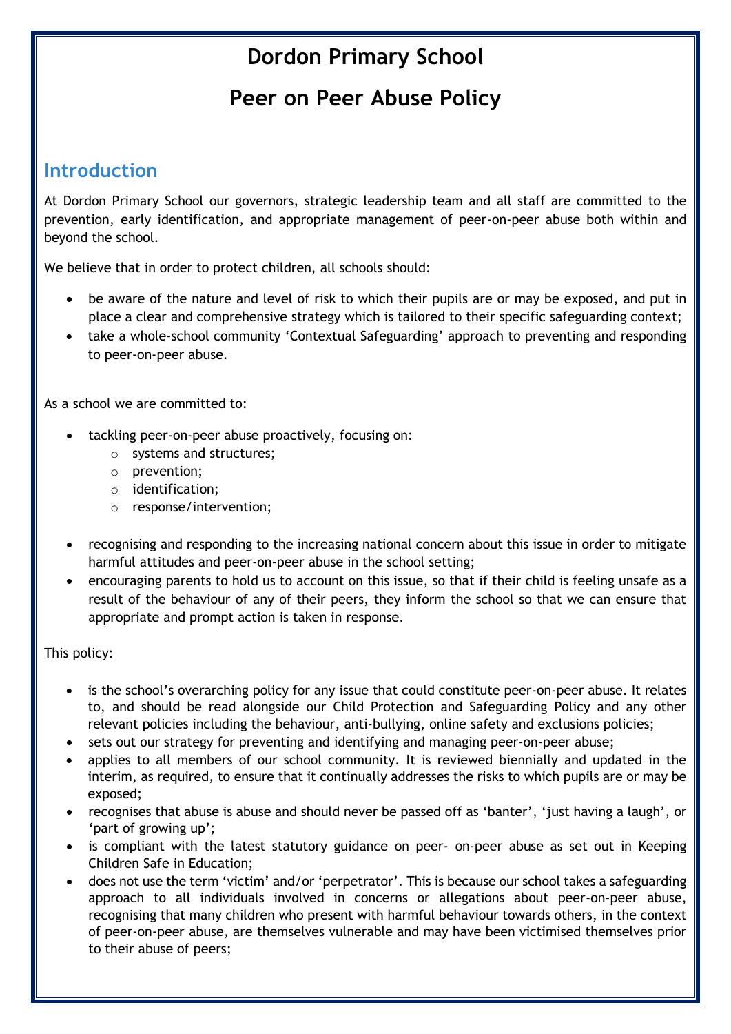# Dordon Primary School

# Peer on Peer Abuse Policy

## Introduction

At Dordon Primary School our governors, strategic leadership team and all staff are committed to the prevention, early identification, and appropriate management of peer-on-peer abuse both within and beyond the school.

We believe that in order to protect children, all schools should:

- be aware of the nature and level of risk to which their pupils are or may be exposed, and put in place a clear and comprehensive strategy which is tailored to their specific safeguarding context;
- take a whole-school community 'Contextual Safeguarding' approach to preventing and responding to peer-on-peer abuse.

As a school we are committed to:

- tackling peer-on-peer abuse proactively, focusing on:
  - systems and structures;
  - prevention;
  - identification;
  - response/intervention;
- recognising and responding to the increasing national concern about this issue in order to mitigate harmful attitudes and peer-on-peer abuse in the school setting;
- encouraging parents to hold us to account on this issue, so that if their child is feeling unsafe as a result of the behaviour of any of their peers, they inform the school so that we can ensure that appropriate and prompt action is taken in response.

This policy:

- is the school's overarching policy for any issue that could constitute peer-on-peer abuse. It relates to, and should be read alongside our Child Protection and Safeguarding Policy and any other relevant policies including the behaviour, anti-bullying, online safety and exclusions policies;
- sets out our strategy for preventing and identifying and managing peer-on-peer abuse;
- applies to all members of our school community. It is reviewed biennially and updated in the interim, as required, to ensure that it continually addresses the risks to which pupils are or may be exposed;
- recognises that abuse is abuse and should never be passed off as 'banter', 'just having a laugh', or 'part of growing up';
- is compliant with the latest statutory guidance on peer- on-peer abuse as set out in Keeping Children Safe in Education;
- does not use the term 'victim' and/or 'perpetrator'. This is because our school takes a safeguarding approach to all individuals involved in concerns or allegations about peer-on-peer abuse, recognising that many children who present with harmful behaviour towards others, in the context of peer-on-peer abuse, are themselves vulnerable and may have been victimised themselves prior to their abuse of peers;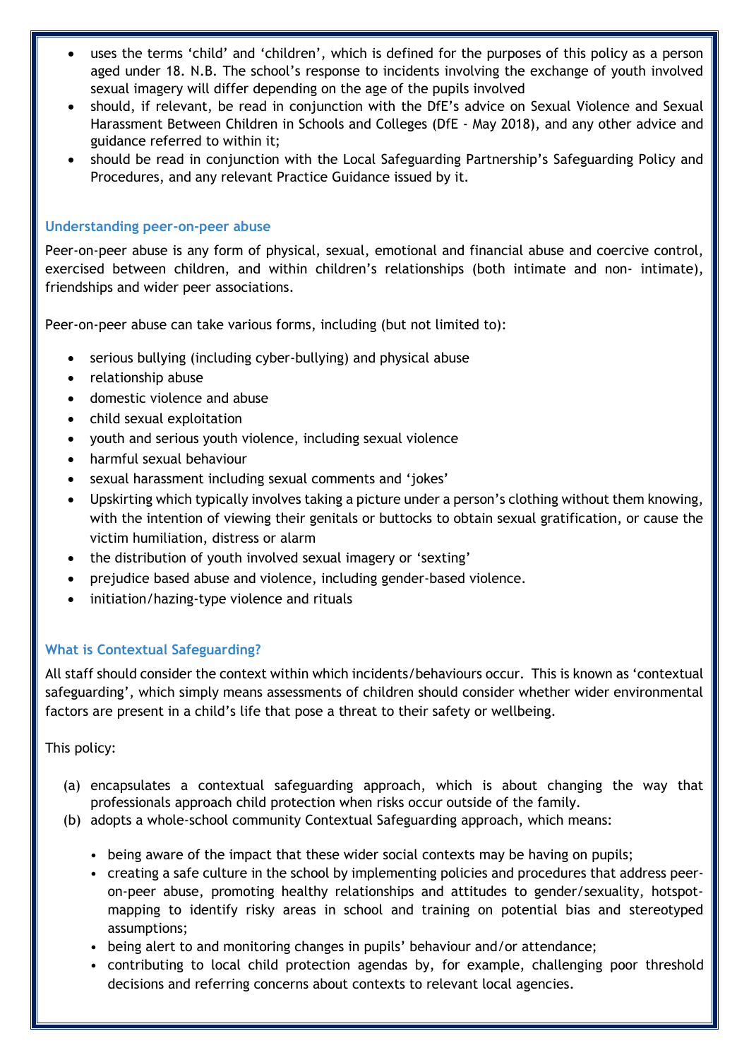- uses the terms 'child' and 'children', which is defined for the purposes of this policy as a person aged under 18. N.B. The school's response to incidents involving the exchange of youth involved sexual imagery will differ depending on the age of the pupils involved
- should, if relevant, be read in conjunction with the DfE's advice on Sexual Violence and Sexual Harassment Between Children in Schools and Colleges (DfE - May 2018), and any other advice and guidance referred to within it;
- should be read in conjunction with the Local Safeguarding Partnership's Safeguarding Policy and Procedures, and any relevant Practice Guidance issued by it.

### Understanding peer-on-peer abuse

Peer-on-peer abuse is any form of physical, sexual, emotional and financial abuse and coercive control, exercised between children, and within children's relationships (both intimate and non- intimate), friendships and wider peer associations.

Peer-on-peer abuse can take various forms, including (but not limited to):

- serious bullying (including cyber-bullying) and physical abuse
- relationship abuse
- domestic violence and abuse
- child sexual exploitation
- youth and serious youth violence, including sexual violence
- harmful sexual behaviour
- sexual harassment including sexual comments and 'jokes'
- Upskirting which typically involves taking a picture under a person's clothing without them knowing, with the intention of viewing their genitals or buttocks to obtain sexual gratification, or cause the victim humiliation, distress or alarm
- the distribution of youth involved sexual imagery or 'sexting'
- prejudice based abuse and violence, including gender-based violence.
- initiation/hazing-type violence and rituals

### What is Contextual Safeguarding?

All staff should consider the context within which incidents/behaviours occur. This is known as 'contextual safeguarding', which simply means assessments of children should consider whether wider environmental factors are present in a child's life that pose a threat to their safety or wellbeing.

This policy:

(a) encapsulates a contextual safeguarding approach, which is about changing the way that professionals approach child protection when risks occur outside of the family.

(b) adopts a whole-school community Contextual Safeguarding approach, which means:

- being aware of the impact that these wider social contexts may be having on pupils;
- creating a safe culture in the school by implementing policies and procedures that address peer-on-peer abuse, promoting healthy relationships and attitudes to gender/sexuality, hotspot-mapping to identify risky areas in school and training on potential bias and stereotyped assumptions;
- being alert to and monitoring changes in pupils' behaviour and/or attendance;
- contributing to local child protection agendas by, for example, challenging poor threshold decisions and referring concerns about contexts to relevant local agencies.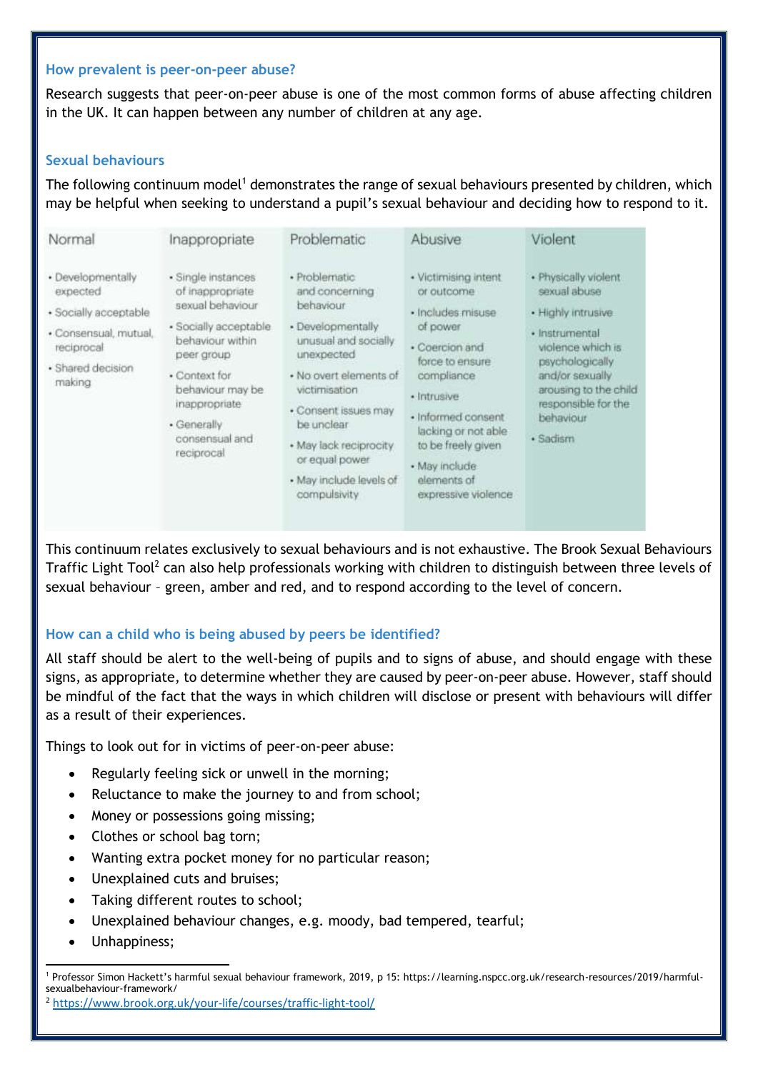### How prevalent is peer-on-peer abuse?

Research suggests that peer-on-peer abuse is one of the most common forms of abuse affecting children in the UK. It can happen between any number of children at any age.

### Sexual behaviours

The following continuum model[1] demonstrates the range of sexual behaviours presented by children, which may be helpful when seeking to understand a pupil's sexual behaviour and deciding how to respond to it.

| Normal | Inappropriate | Problematic | Abusive | Violent |
|---|---|---|---|---|
| • Developmentally expected<br>• Socially acceptable<br>• Consensual, mutual, reciprocal<br>• Shared decision making | • Single instances of inappropriate sexual behaviour<br>• Socially acceptable behaviour within peer group<br>• Context for behaviour may be inappropriate<br>• Generally consensual and reciprocal | • Problematic and concerning behaviour<br>• Developmentally unusual and socially unexpected<br>• No overt elements of victimisation<br>• Consent issues may be unclear<br>• May lack reciprocity or equal power<br>• May include levels of compulsivity | • Victimising intent or outcome<br>• Includes misuse of power<br>• Coercion and force to ensure compliance<br>• Intrusive<br>• Informed consent lacking or not able to be freely given<br>• May include elements of expressive violence | • Physically violent sexual abuse<br>• Highly intrusive<br>• Instrumental violence which is psychologically and/or sexually arousing to the child responsible for the behaviour<br>• Sadism |

This continuum relates exclusively to sexual behaviours and is not exhaustive. The Brook Sexual Behaviours Traffic Light Tool[2] can also help professionals working with children to distinguish between three levels of sexual behaviour – green, amber and red, and to respond according to the level of concern.

### How can a child who is being abused by peers be identified?

All staff should be alert to the well-being of pupils and to signs of abuse, and should engage with these signs, as appropriate, to determine whether they are caused by peer-on-peer abuse. However, staff should be mindful of the fact that the ways in which children will disclose or present with behaviours will differ as a result of their experiences.

Things to look out for in victims of peer-on-peer abuse:

- Regularly feeling sick or unwell in the morning;
- Reluctance to make the journey to and from school;
- Money or possessions going missing;
- Clothes or school bag torn;
- Wanting extra pocket money for no particular reason;
- Unexplained cuts and bruises;
- Taking different routes to school;
- Unexplained behaviour changes, e.g. moody, bad tempered, tearful;
- Unhappiness;

---

[1] Professor Simon Hackett's harmful sexual behaviour framework, 2019, p 15: https://learning.nspcc.org.uk/research-resources/2019/harmful-sexualbehaviour-framework/

[2] https://www.brook.org.uk/your-life/courses/traffic-light-tool/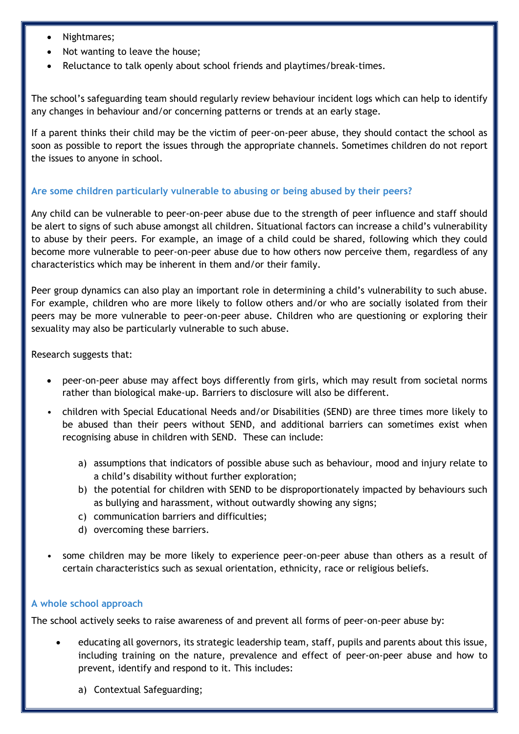- Nightmares;
- Not wanting to leave the house;
- Reluctance to talk openly about school friends and playtimes/break-times.

The school's safeguarding team should regularly review behaviour incident logs which can help to identify any changes in behaviour and/or concerning patterns or trends at an early stage.

If a parent thinks their child may be the victim of peer-on-peer abuse, they should contact the school as soon as possible to report the issues through the appropriate channels. Sometimes children do not report the issues to anyone in school.

### Are some children particularly vulnerable to abusing or being abused by their peers?

Any child can be vulnerable to peer-on-peer abuse due to the strength of peer influence and staff should be alert to signs of such abuse amongst all children. Situational factors can increase a child's vulnerability to abuse by their peers. For example, an image of a child could be shared, following which they could become more vulnerable to peer-on-peer abuse due to how others now perceive them, regardless of any characteristics which may be inherent in them and/or their family.

Peer group dynamics can also play an important role in determining a child's vulnerability to such abuse. For example, children who are more likely to follow others and/or who are socially isolated from their peers may be more vulnerable to peer-on-peer abuse. Children who are questioning or exploring their sexuality may also be particularly vulnerable to such abuse.

Research suggests that:

- peer-on-peer abuse may affect boys differently from girls, which may result from societal norms rather than biological make-up. Barriers to disclosure will also be different.
- children with Special Educational Needs and/or Disabilities (SEND) are three times more likely to be abused than their peers without SEND, and additional barriers can sometimes exist when recognising abuse in children with SEND. These can include:

    a) assumptions that indicators of possible abuse such as behaviour, mood and injury relate to a child's disability without further exploration;
    b) the potential for children with SEND to be disproportionately impacted by behaviours such as bullying and harassment, without outwardly showing any signs;
    c) communication barriers and difficulties;
    d) overcoming these barriers.

- some children may be more likely to experience peer-on-peer abuse than others as a result of certain characteristics such as sexual orientation, ethnicity, race or religious beliefs.

### A whole school approach

The school actively seeks to raise awareness of and prevent all forms of peer-on-peer abuse by:

- educating all governors, its strategic leadership team, staff, pupils and parents about this issue, including training on the nature, prevalence and effect of peer-on-peer abuse and how to prevent, identify and respond to it. This includes:

    a) Contextual Safeguarding;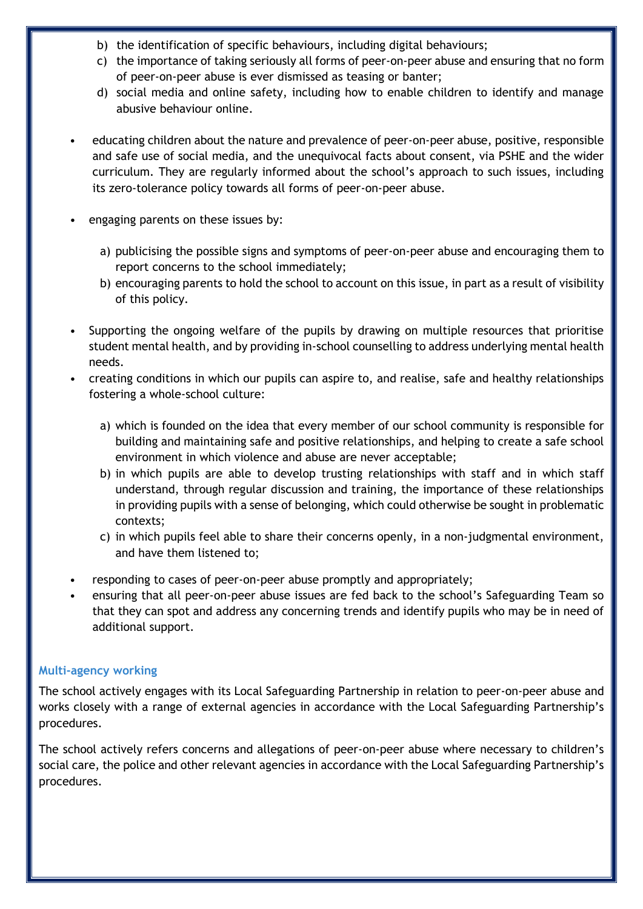b) the identification of specific behaviours, including digital behaviours;
c) the importance of taking seriously all forms of peer-on-peer abuse and ensuring that no form of peer-on-peer abuse is ever dismissed as teasing or banter;
d) social media and online safety, including how to enable children to identify and manage abusive behaviour online.

- educating children about the nature and prevalence of peer-on-peer abuse, positive, responsible and safe use of social media, and the unequivocal facts about consent, via PSHE and the wider curriculum. They are regularly informed about the school's approach to such issues, including its zero-tolerance policy towards all forms of peer-on-peer abuse.

- engaging parents on these issues by:

  a) publicising the possible signs and symptoms of peer-on-peer abuse and encouraging them to report concerns to the school immediately;
  b) encouraging parents to hold the school to account on this issue, in part as a result of visibility of this policy.

- Supporting the ongoing welfare of the pupils by drawing on multiple resources that prioritise student mental health, and by providing in-school counselling to address underlying mental health needs.
- creating conditions in which our pupils can aspire to, and realise, safe and healthy relationships fostering a whole-school culture:

  a) which is founded on the idea that every member of our school community is responsible for building and maintaining safe and positive relationships, and helping to create a safe school environment in which violence and abuse are never acceptable;
  b) in which pupils are able to develop trusting relationships with staff and in which staff understand, through regular discussion and training, the importance of these relationships in providing pupils with a sense of belonging, which could otherwise be sought in problematic contexts;
  c) in which pupils feel able to share their concerns openly, in a non-judgmental environment, and have them listened to;

- responding to cases of peer-on-peer abuse promptly and appropriately;
- ensuring that all peer-on-peer abuse issues are fed back to the school's Safeguarding Team so that they can spot and address any concerning trends and identify pupils who may be in need of additional support.

### Multi-agency working

The school actively engages with its Local Safeguarding Partnership in relation to peer-on-peer abuse and works closely with a range of external agencies in accordance with the Local Safeguarding Partnership's procedures.

The school actively refers concerns and allegations of peer-on-peer abuse where necessary to children's social care, the police and other relevant agencies in accordance with the Local Safeguarding Partnership's procedures.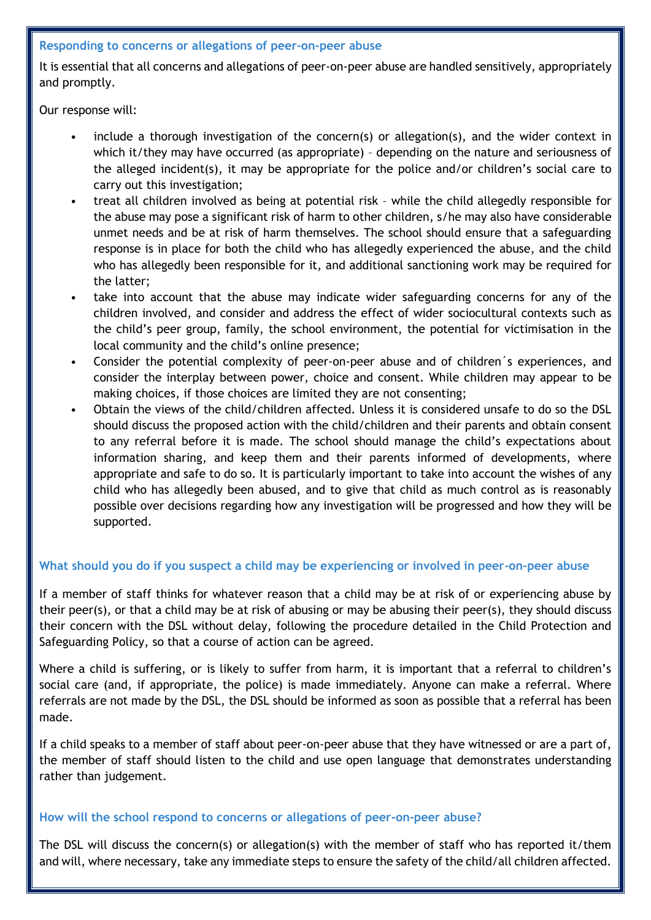### Responding to concerns or allegations of peer-on-peer abuse

It is essential that all concerns and allegations of peer-on-peer abuse are handled sensitively, appropriately and promptly.

Our response will:

- include a thorough investigation of the concern(s) or allegation(s), and the wider context in which it/they may have occurred (as appropriate) – depending on the nature and seriousness of the alleged incident(s), it may be appropriate for the police and/or children's social care to carry out this investigation;
- treat all children involved as being at potential risk – while the child allegedly responsible for the abuse may pose a significant risk of harm to other children, s/he may also have considerable unmet needs and be at risk of harm themselves. The school should ensure that a safeguarding response is in place for both the child who has allegedly experienced the abuse, and the child who has allegedly been responsible for it, and additional sanctioning work may be required for the latter;
- take into account that the abuse may indicate wider safeguarding concerns for any of the children involved, and consider and address the effect of wider sociocultural contexts such as the child's peer group, family, the school environment, the potential for victimisation in the local community and the child's online presence;
- Consider the potential complexity of peer-on-peer abuse and of children´s experiences, and consider the interplay between power, choice and consent. While children may appear to be making choices, if those choices are limited they are not consenting;
- Obtain the views of the child/children affected. Unless it is considered unsafe to do so the DSL should discuss the proposed action with the child/children and their parents and obtain consent to any referral before it is made. The school should manage the child's expectations about information sharing, and keep them and their parents informed of developments, where appropriate and safe to do so. It is particularly important to take into account the wishes of any child who has allegedly been abused, and to give that child as much control as is reasonably possible over decisions regarding how any investigation will be progressed and how they will be supported.

### What should you do if you suspect a child may be experiencing or involved in peer-on-peer abuse

If a member of staff thinks for whatever reason that a child may be at risk of or experiencing abuse by their peer(s), or that a child may be at risk of abusing or may be abusing their peer(s), they should discuss their concern with the DSL without delay, following the procedure detailed in the Child Protection and Safeguarding Policy, so that a course of action can be agreed.

Where a child is suffering, or is likely to suffer from harm, it is important that a referral to children's social care (and, if appropriate, the police) is made immediately. Anyone can make a referral. Where referrals are not made by the DSL, the DSL should be informed as soon as possible that a referral has been made.

If a child speaks to a member of staff about peer-on-peer abuse that they have witnessed or are a part of, the member of staff should listen to the child and use open language that demonstrates understanding rather than judgement.

### How will the school respond to concerns or allegations of peer-on-peer abuse?

The DSL will discuss the concern(s) or allegation(s) with the member of staff who has reported it/them and will, where necessary, take any immediate steps to ensure the safety of the child/all children affected.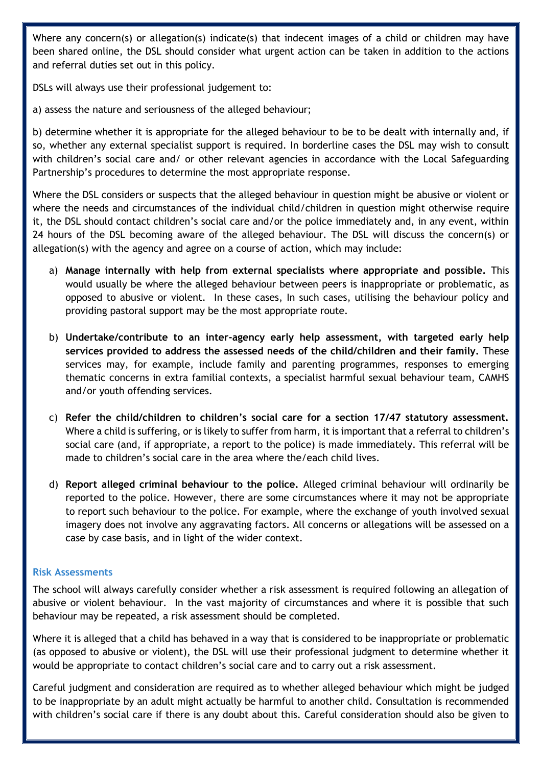Where any concern(s) or allegation(s) indicate(s) that indecent images of a child or children may have been shared online, the DSL should consider what urgent action can be taken in addition to the actions and referral duties set out in this policy.

DSLs will always use their professional judgement to:

a) assess the nature and seriousness of the alleged behaviour;

b) determine whether it is appropriate for the alleged behaviour to be to be dealt with internally and, if so, whether any external specialist support is required. In borderline cases the DSL may wish to consult with children's social care and/ or other relevant agencies in accordance with the Local Safeguarding Partnership's procedures to determine the most appropriate response.

Where the DSL considers or suspects that the alleged behaviour in question might be abusive or violent or where the needs and circumstances of the individual child/children in question might otherwise require it, the DSL should contact children's social care and/or the police immediately and, in any event, within 24 hours of the DSL becoming aware of the alleged behaviour. The DSL will discuss the concern(s) or allegation(s) with the agency and agree on a course of action, which may include:

a) **Manage internally with help from external specialists where appropriate and possible.** This would usually be where the alleged behaviour between peers is inappropriate or problematic, as opposed to abusive or violent. In these cases, In such cases, utilising the behaviour policy and providing pastoral support may be the most appropriate route.

b) **Undertake/contribute to an inter-agency early help assessment, with targeted early help services provided to address the assessed needs of the child/children and their family.** These services may, for example, include family and parenting programmes, responses to emerging thematic concerns in extra familial contexts, a specialist harmful sexual behaviour team, CAMHS and/or youth offending services.

c) **Refer the child/children to children's social care for a section 17/47 statutory assessment.** Where a child is suffering, or is likely to suffer from harm, it is important that a referral to children's social care (and, if appropriate, a report to the police) is made immediately. This referral will be made to children's social care in the area where the/each child lives.

d) **Report alleged criminal behaviour to the police.** Alleged criminal behaviour will ordinarily be reported to the police. However, there are some circumstances where it may not be appropriate to report such behaviour to the police. For example, where the exchange of youth involved sexual imagery does not involve any aggravating factors. All concerns or allegations will be assessed on a case by case basis, and in light of the wider context.

### Risk Assessments

The school will always carefully consider whether a risk assessment is required following an allegation of abusive or violent behaviour. In the vast majority of circumstances and where it is possible that such behaviour may be repeated, a risk assessment should be completed.

Where it is alleged that a child has behaved in a way that is considered to be inappropriate or problematic (as opposed to abusive or violent), the DSL will use their professional judgment to determine whether it would be appropriate to contact children's social care and to carry out a risk assessment.

Careful judgment and consideration are required as to whether alleged behaviour which might be judged to be inappropriate by an adult might actually be harmful to another child. Consultation is recommended with children's social care if there is any doubt about this. Careful consideration should also be given to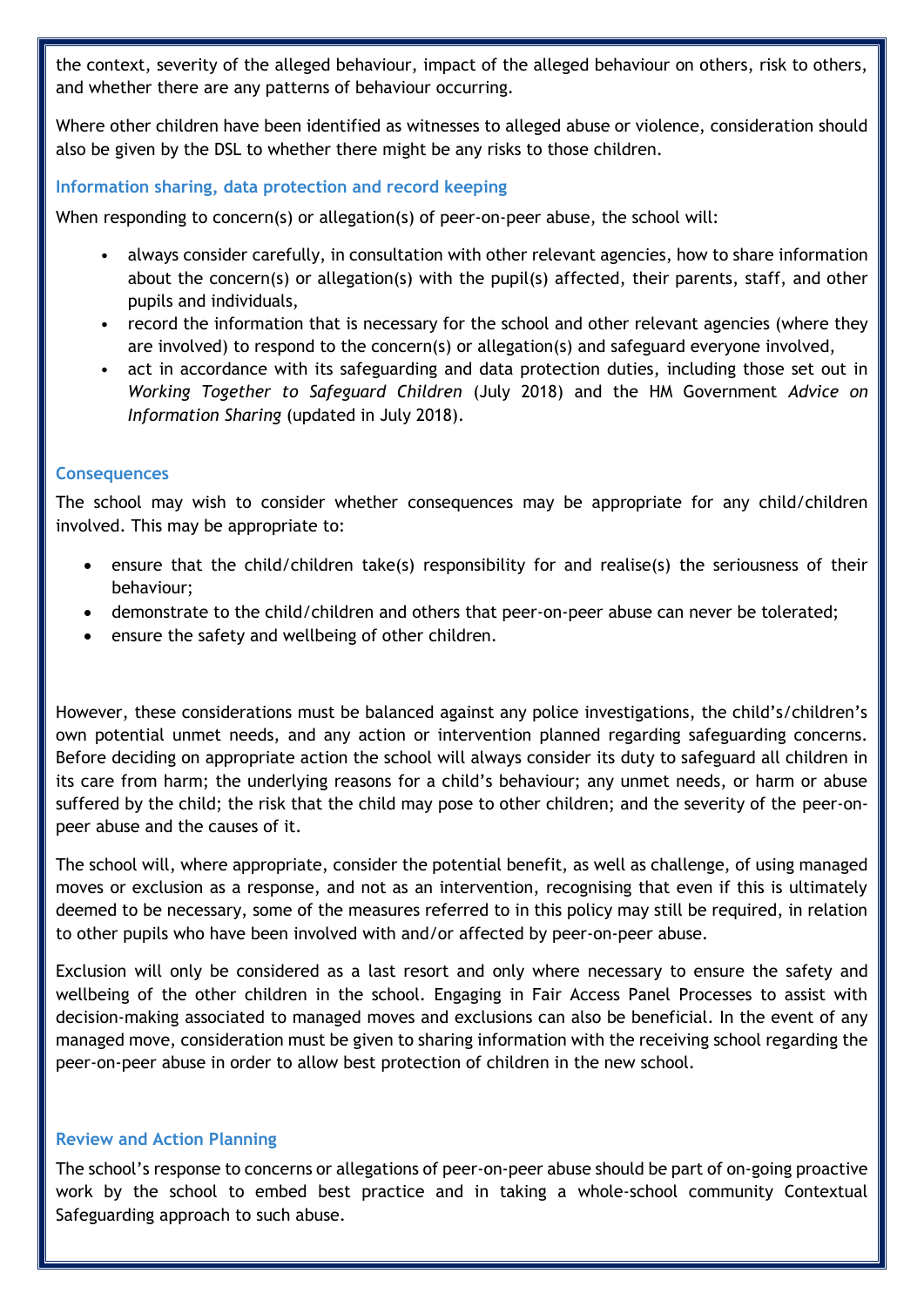the context, severity of the alleged behaviour, impact of the alleged behaviour on others, risk to others, and whether there are any patterns of behaviour occurring.

Where other children have been identified as witnesses to alleged abuse or violence, consideration should also be given by the DSL to whether there might be any risks to those children.

### Information sharing, data protection and record keeping

When responding to concern(s) or allegation(s) of peer-on-peer abuse, the school will:

- always consider carefully, in consultation with other relevant agencies, how to share information about the concern(s) or allegation(s) with the pupil(s) affected, their parents, staff, and other pupils and individuals,
- record the information that is necessary for the school and other relevant agencies (where they are involved) to respond to the concern(s) or allegation(s) and safeguard everyone involved,
- act in accordance with its safeguarding and data protection duties, including those set out in *Working Together to Safeguard Children* (July 2018) and the HM Government *Advice on Information Sharing* (updated in July 2018).

### Consequences

The school may wish to consider whether consequences may be appropriate for any child/children involved. This may be appropriate to:

- ensure that the child/children take(s) responsibility for and realise(s) the seriousness of their behaviour;
- demonstrate to the child/children and others that peer-on-peer abuse can never be tolerated;
- ensure the safety and wellbeing of other children.

However, these considerations must be balanced against any police investigations, the child's/children's own potential unmet needs, and any action or intervention planned regarding safeguarding concerns. Before deciding on appropriate action the school will always consider its duty to safeguard all children in its care from harm; the underlying reasons for a child's behaviour; any unmet needs, or harm or abuse suffered by the child; the risk that the child may pose to other children; and the severity of the peer-on-peer abuse and the causes of it.

The school will, where appropriate, consider the potential benefit, as well as challenge, of using managed moves or exclusion as a response, and not as an intervention, recognising that even if this is ultimately deemed to be necessary, some of the measures referred to in this policy may still be required, in relation to other pupils who have been involved with and/or affected by peer-on-peer abuse.

Exclusion will only be considered as a last resort and only where necessary to ensure the safety and wellbeing of the other children in the school. Engaging in Fair Access Panel Processes to assist with decision-making associated to managed moves and exclusions can also be beneficial. In the event of any managed move, consideration must be given to sharing information with the receiving school regarding the peer-on-peer abuse in order to allow best protection of children in the new school.

### Review and Action Planning

The school's response to concerns or allegations of peer-on-peer abuse should be part of on-going proactive work by the school to embed best practice and in taking a whole-school community Contextual Safeguarding approach to such abuse.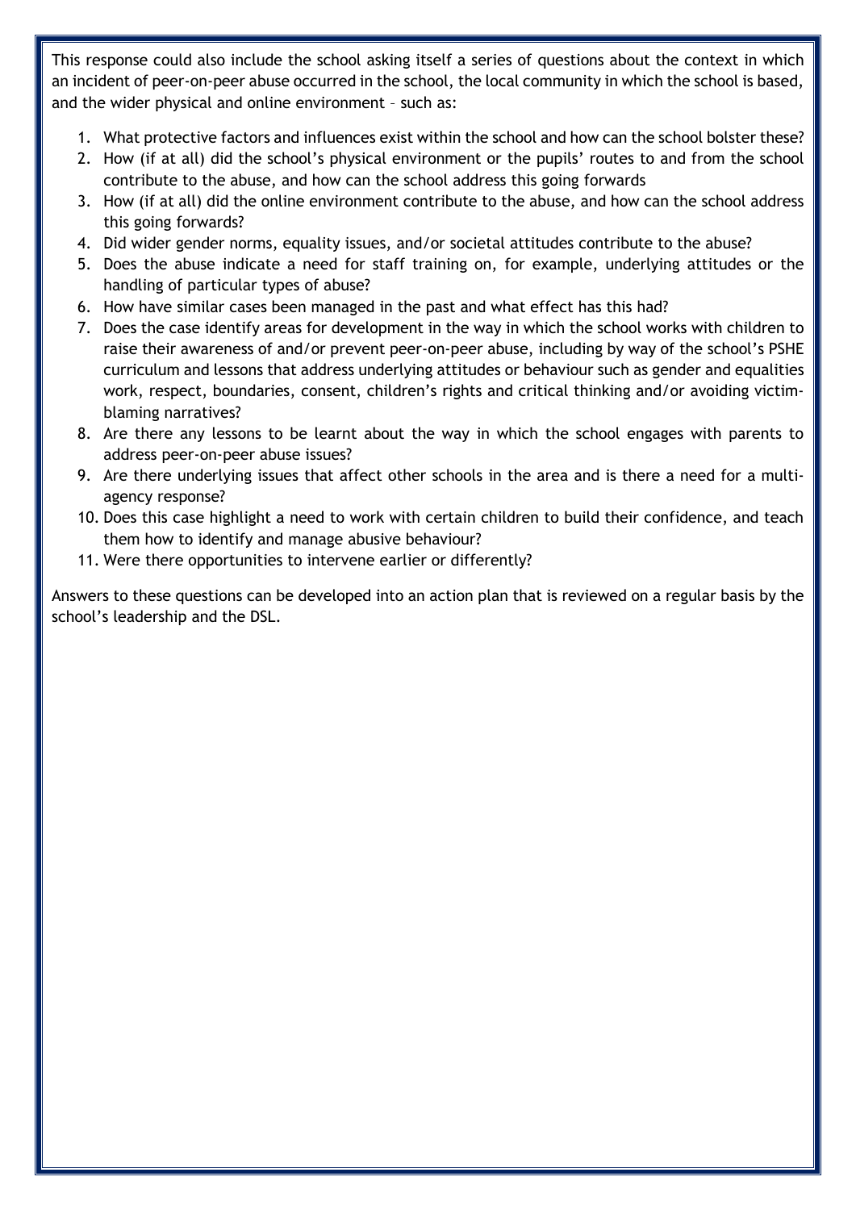This response could also include the school asking itself a series of questions about the context in which an incident of peer-on-peer abuse occurred in the school, the local community in which the school is based, and the wider physical and online environment – such as:

1. What protective factors and influences exist within the school and how can the school bolster these?
2. How (if at all) did the school's physical environment or the pupils' routes to and from the school contribute to the abuse, and how can the school address this going forwards
3. How (if at all) did the online environment contribute to the abuse, and how can the school address this going forwards?
4. Did wider gender norms, equality issues, and/or societal attitudes contribute to the abuse?
5. Does the abuse indicate a need for staff training on, for example, underlying attitudes or the handling of particular types of abuse?
6. How have similar cases been managed in the past and what effect has this had?
7. Does the case identify areas for development in the way in which the school works with children to raise their awareness of and/or prevent peer-on-peer abuse, including by way of the school's PSHE curriculum and lessons that address underlying attitudes or behaviour such as gender and equalities work, respect, boundaries, consent, children's rights and critical thinking and/or avoiding victim-blaming narratives?
8. Are there any lessons to be learnt about the way in which the school engages with parents to address peer-on-peer abuse issues?
9. Are there underlying issues that affect other schools in the area and is there a need for a multi-agency response?
10. Does this case highlight a need to work with certain children to build their confidence, and teach them how to identify and manage abusive behaviour?
11. Were there opportunities to intervene earlier or differently?

Answers to these questions can be developed into an action plan that is reviewed on a regular basis by the school's leadership and the DSL.